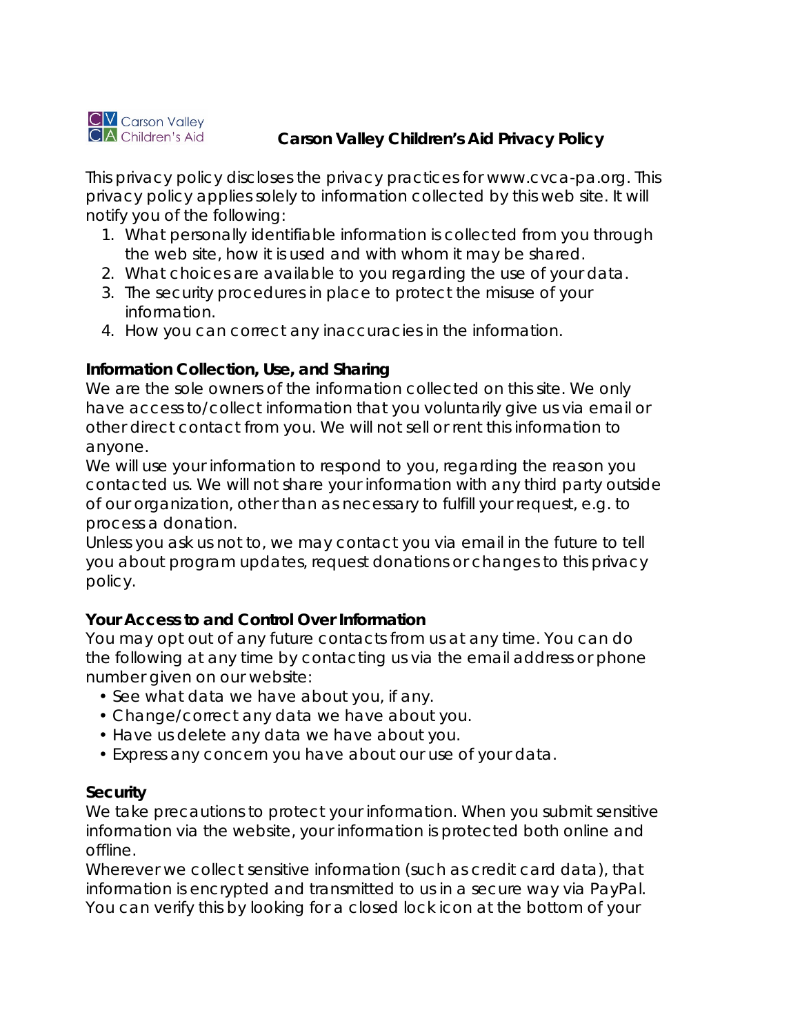Carson Valley Children's Aid

# Carson Valley Children's Aid Privacy Policy

This privacy policy discloses the privacy practices for www.cvca-pa.org. This privacy policy applies solely to information collected by this web site. It will notify you of the following:

1. What personally identifiable information is collected from you through the web site, how it is used and with whom it may be shared.
2. What choices are available to you regarding the use of your data.
3. The security procedures in place to protect the misuse of your information.
4. How you can correct any inaccuracies in the information.

**Information Collection, Use, and Sharing**

We are the sole owners of the information collected on this site. We only have access to/collect information that you voluntarily give us via email or other direct contact from you. We will not sell or rent this information to anyone.

We will use your information to respond to you, regarding the reason you contacted us. We will not share your information with any third party outside of our organization, other than as necessary to fulfill your request, e.g. to process a donation.

Unless you ask us not to, we may contact you via email in the future to tell you about program updates, request donations or changes to this privacy policy.

**Your Access to and Control Over Information**

You may opt out of any future contacts from us at any time. You can do the following at any time by contacting us via the email address or phone number given on our website:

- See what data we have about you, if any.
- Change/correct any data we have about you.
- Have us delete any data we have about you.
- Express any concern you have about our use of your data.

**Security**

We take precautions to protect your information. When you submit sensitive information via the website, your information is protected both online and offline.

Wherever we collect sensitive information (such as credit card data), that information is encrypted and transmitted to us in a secure way via PayPal. You can verify this by looking for a closed lock icon at the bottom of your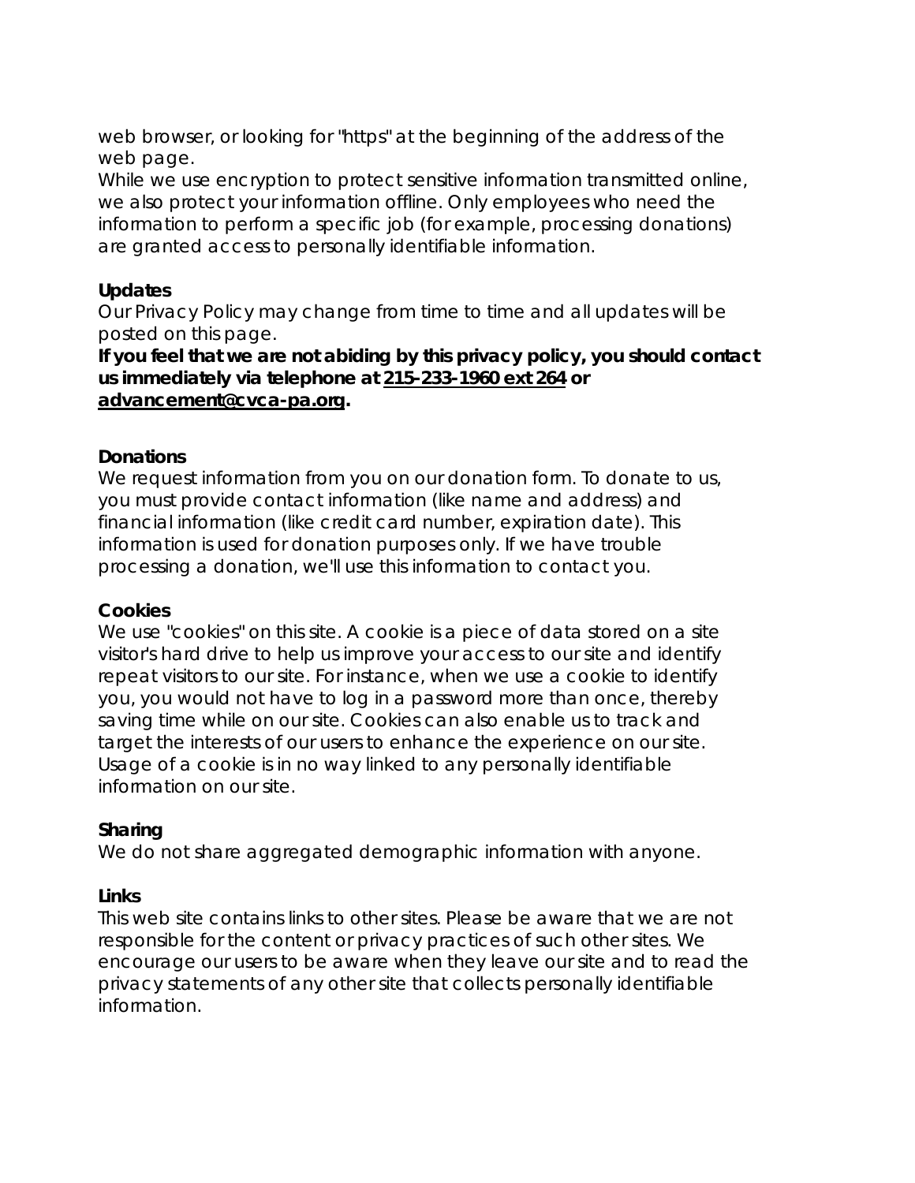web browser, or looking for "https" at the beginning of the address of the web page.

While we use encryption to protect sensitive information transmitted online, we also protect your information offline. Only employees who need the information to perform a specific job (for example, processing donations) are granted access to personally identifiable information.

**Updates**

Our Privacy Policy may change from time to time and all updates will be posted on this page.

**If you feel that we are not abiding by this privacy policy, you should contact us immediately via telephone at 215-233-1960 ext 264 or advancement@cvca-pa.org.**

**Donations**

We request information from you on our donation form. To donate to us, you must provide contact information (like name and address) and financial information (like credit card number, expiration date). This information is used for donation purposes only. If we have trouble processing a donation, we'll use this information to contact you.

**Cookies**

We use "cookies" on this site. A cookie is a piece of data stored on a site visitor's hard drive to help us improve your access to our site and identify repeat visitors to our site. For instance, when we use a cookie to identify you, you would not have to log in a password more than once, thereby saving time while on our site. Cookies can also enable us to track and target the interests of our users to enhance the experience on our site. Usage of a cookie is in no way linked to any personally identifiable information on our site.

**Sharing**

We do not share aggregated demographic information with anyone.

**Links**

This web site contains links to other sites. Please be aware that we are not responsible for the content or privacy practices of such other sites. We encourage our users to be aware when they leave our site and to read the privacy statements of any other site that collects personally identifiable information.